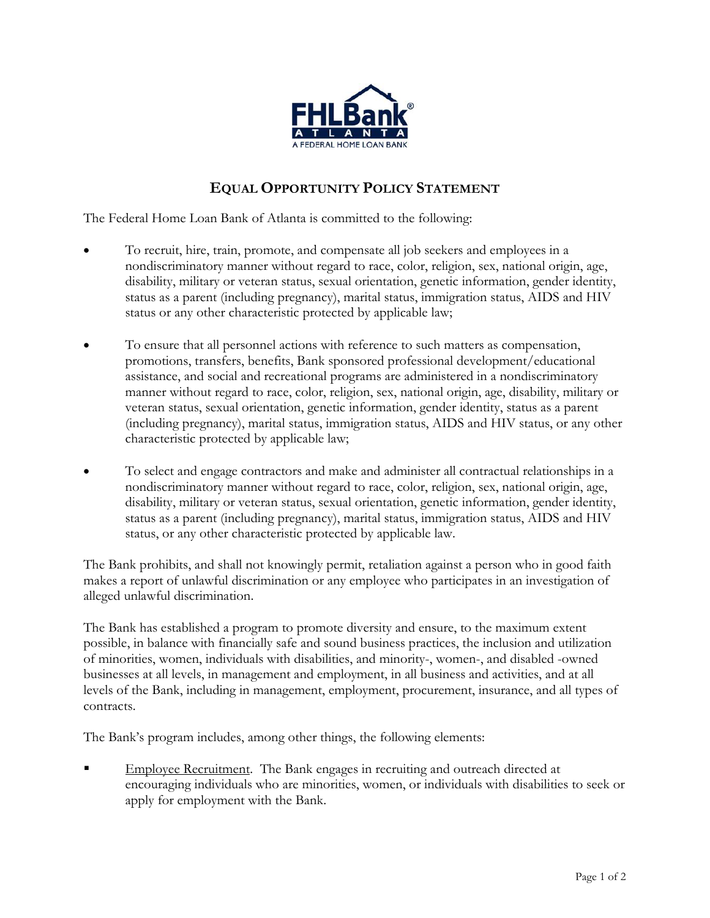# EQUAL OPPORTUNITY POLICY STATEMENT

The Federal Home Loan Bank of Atlanta is committed to the following:

- To recruit, hire, train, promote, and compensate all job seekers and employees in a nondiscriminatory manner without regard to race, color, religion, sex, national origin, age, disability, military or veteran status, sexual orientation, genetic information, gender identity, status as a parent (including pregnancy), marital status, immigration status, AIDS and HIV status or any other characteristic protected by applicable law;

- To ensure that all personnel actions with reference to such matters as compensation, promotions, transfers, benefits, Bank sponsored professional development/educational assistance, and social and recreational programs are administered in a nondiscriminatory manner without regard to race, color, religion, sex, national origin, age, disability, military or veteran status, sexual orientation, genetic information, gender identity, status as a parent (including pregnancy), marital status, immigration status, AIDS and HIV status, or any other characteristic protected by applicable law;

- To select and engage contractors and make and administer all contractual relationships in a nondiscriminatory manner without regard to race, color, religion, sex, national origin, age, disability, military or veteran status, sexual orientation, genetic information, gender identity, status as a parent (including pregnancy), marital status, immigration status, AIDS and HIV status, or any other characteristic protected by applicable law.

The Bank prohibits, and shall not knowingly permit, retaliation against a person who in good faith makes a report of unlawful discrimination or any employee who participates in an investigation of alleged unlawful discrimination.

The Bank has established a program to promote diversity and ensure, to the maximum extent possible, in balance with financially safe and sound business practices, the inclusion and utilization of minorities, women, individuals with disabilities, and minority-, women-, and disabled -owned businesses at all levels, in management and employment, in all business and activities, and at all levels of the Bank, including in management, employment, procurement, insurance, and all types of contracts.

The Bank's program includes, among other things, the following elements:

- Employee Recruitment. The Bank engages in recruiting and outreach directed at encouraging individuals who are minorities, women, or individuals with disabilities to seek or apply for employment with the Bank.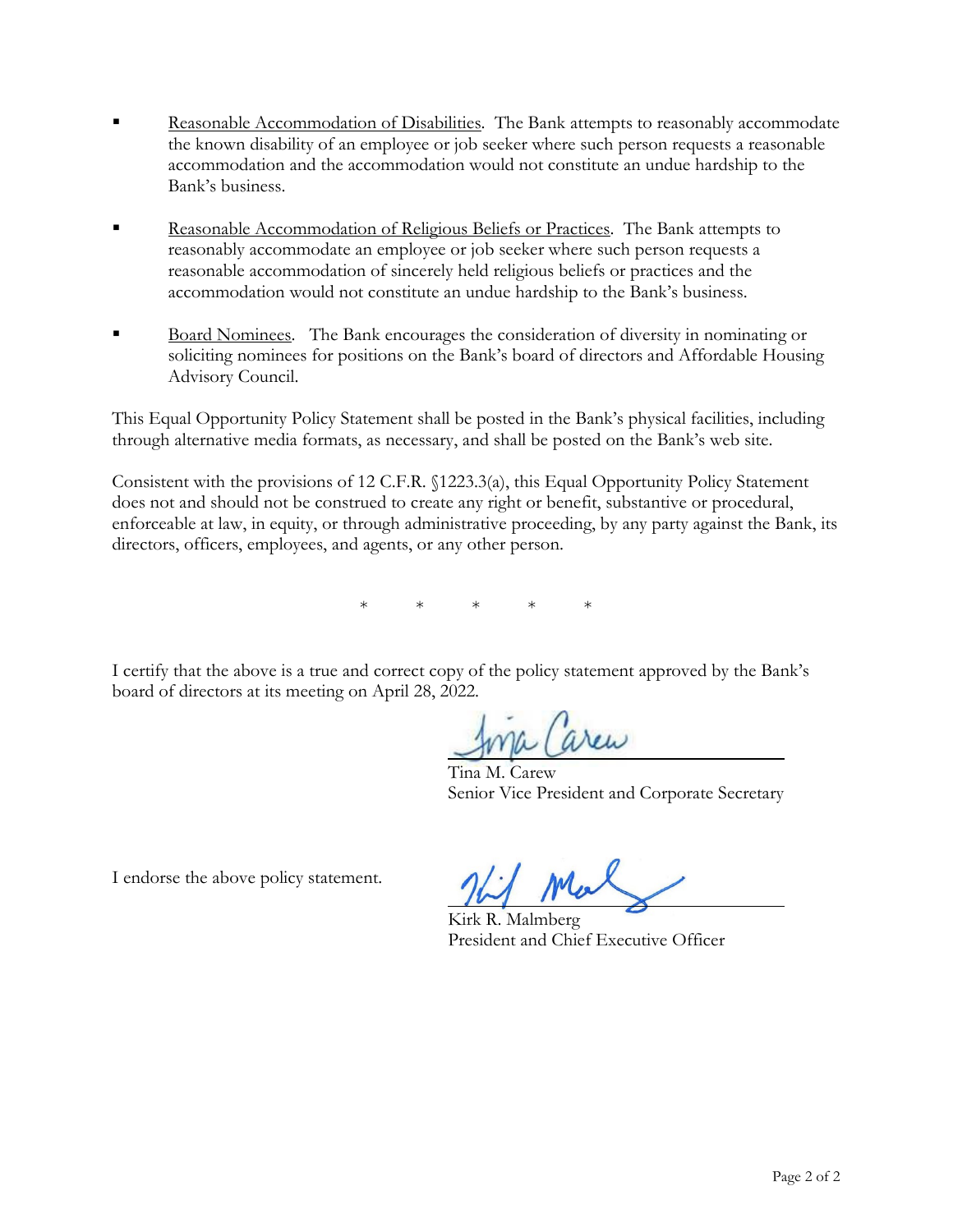- Reasonable Accommodation of Disabilities. The Bank attempts to reasonably accommodate the known disability of an employee or job seeker where such person requests a reasonable accommodation and the accommodation would not constitute an undue hardship to the Bank's business.

- Reasonable Accommodation of Religious Beliefs or Practices. The Bank attempts to reasonably accommodate an employee or job seeker where such person requests a reasonable accommodation of sincerely held religious beliefs or practices and the accommodation would not constitute an undue hardship to the Bank's business.

- Board Nominees. The Bank encourages the consideration of diversity in nominating or soliciting nominees for positions on the Bank's board of directors and Affordable Housing Advisory Council.

This Equal Opportunity Policy Statement shall be posted in the Bank's physical facilities, including through alternative media formats, as necessary, and shall be posted on the Bank's web site.

Consistent with the provisions of 12 C.F.R. §1223.3(a), this Equal Opportunity Policy Statement does not and should not be construed to create any right or benefit, substantive or procedural, enforceable at law, in equity, or through administrative proceeding, by any party against the Bank, its directors, officers, employees, and agents, or any other person.

\* \* \* \* \*

I certify that the above is a true and correct copy of the policy statement approved by the Bank's board of directors at its meeting on April 28, 2022.

Tina M. Carew
Senior Vice President and Corporate Secretary

I endorse the above policy statement.

Kirk R. Malmberg
President and Chief Executive Officer